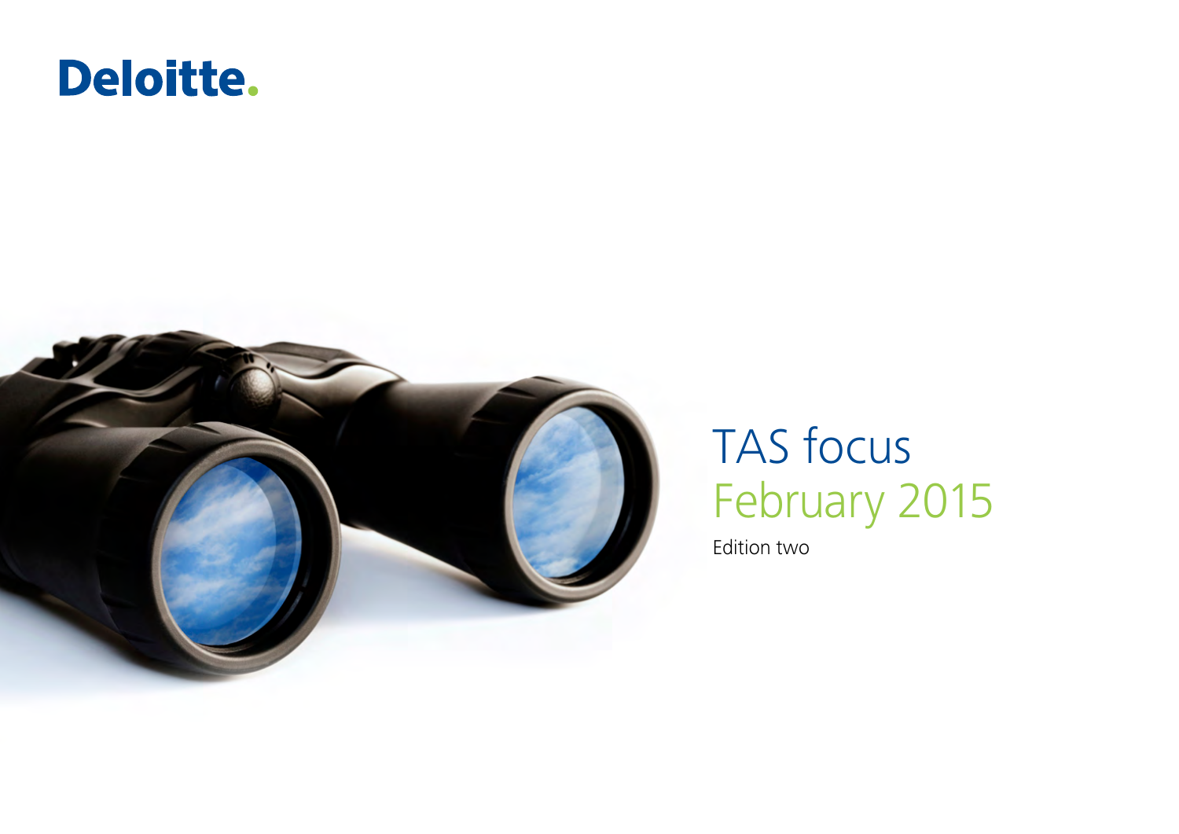Deloitte.

# TAS focus
## February 2015

Edition two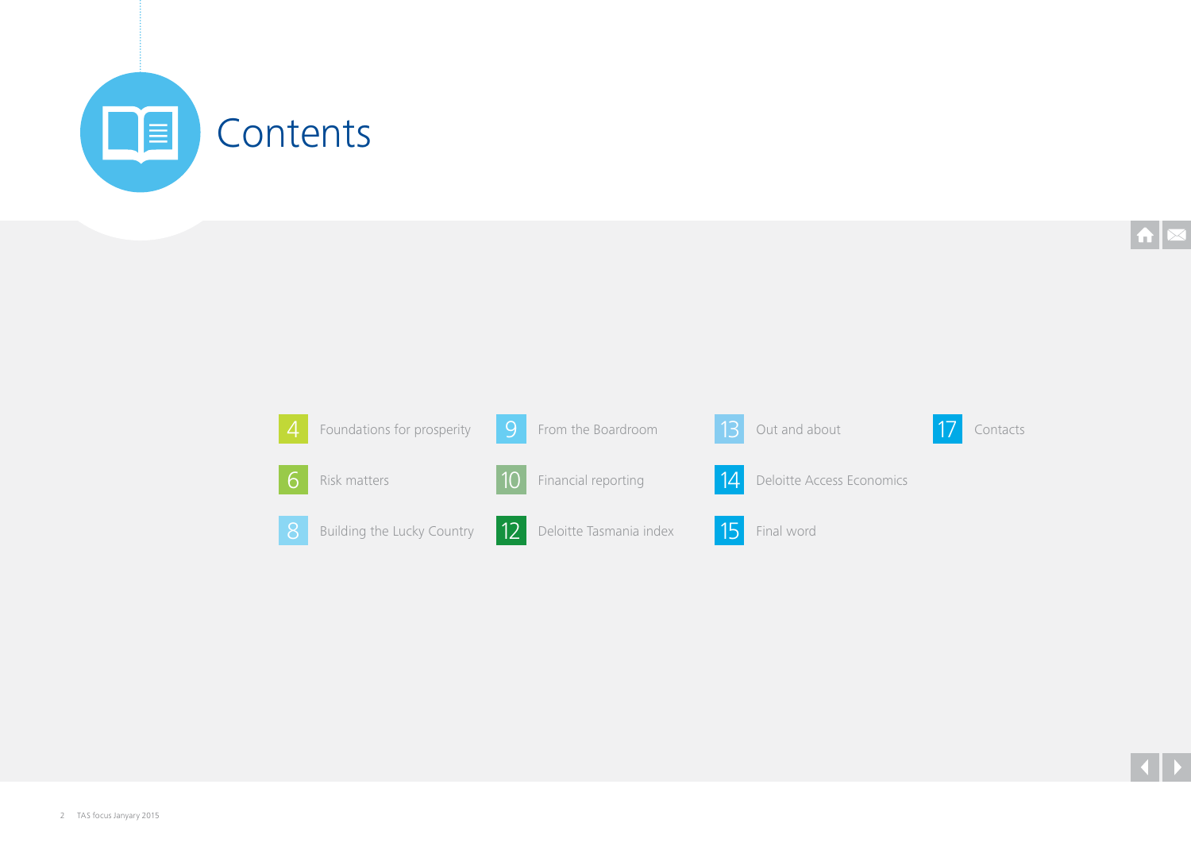# Contents

- 4 Foundations for prosperity
- 6 Risk matters
- 8 Building the Lucky Country
- 9 From the Boardroom
- 10 Financial reporting
- 12 Deloitte Tasmania index
- 13 Out and about
- 14 Deloitte Access Economics
- 15 Final word
- 17 Contacts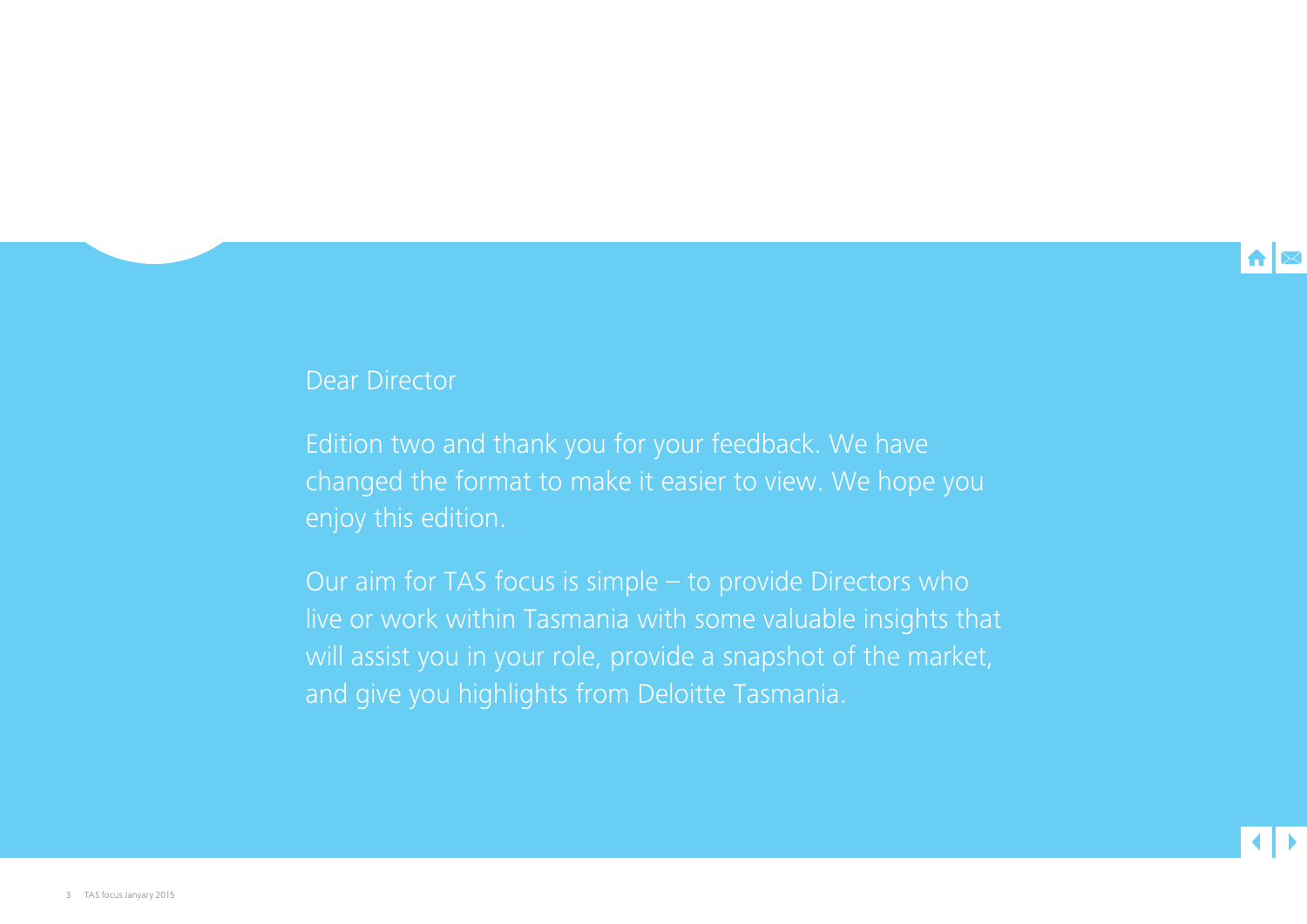Dear Director

Edition two and thank you for your feedback. We have changed the format to make it easier to view. We hope you enjoy this edition.

Our aim for TAS focus is simple – to provide Directors who live or work within Tasmania with some valuable insights that will assist you in your role, provide a snapshot of the market, and give you highlights from Deloitte Tasmania.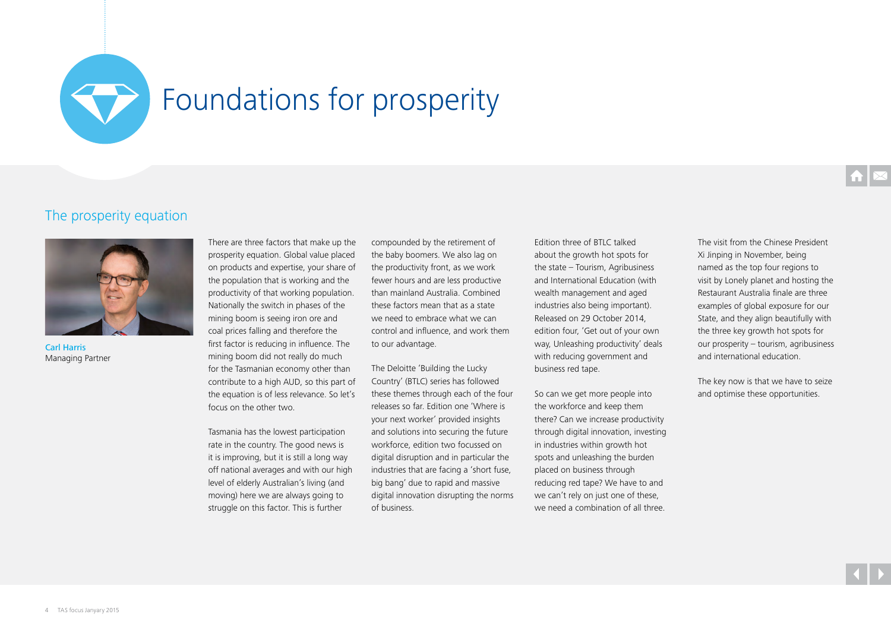# Foundations for prosperity

## The prosperity equation

**Carl Harris**
Managing Partner

There are three factors that make up the prosperity equation. Global value placed on products and expertise, your share of the population that is working and the productivity of that working population. Nationally the switch in phases of the mining boom is seeing iron ore and coal prices falling and therefore the first factor is reducing in influence. The mining boom did not really do much for the Tasmanian economy other than contribute to a high AUD, so this part of the equation is of less relevance. So let's focus on the other two.

Tasmania has the lowest participation rate in the country. The good news is it is improving, but it is still a long way off national averages and with our high level of elderly Australian's living (and moving) here we are always going to struggle on this factor. This is further compounded by the retirement of the baby boomers. We also lag on the productivity front, as we work fewer hours and are less productive than mainland Australia. Combined these factors mean that as a state we need to embrace what we can control and influence, and work them to our advantage.

The Deloitte 'Building the Lucky Country' (BTLC) series has followed these themes through each of the four releases so far. Edition one 'Where is your next worker' provided insights and solutions into securing the future workforce, edition two focussed on digital disruption and in particular the industries that are facing a 'short fuse, big bang' due to rapid and massive digital innovation disrupting the norms of business.

Edition three of BTLC talked about the growth hot spots for the state – Tourism, Agribusiness and International Education (with wealth management and aged industries also being important). Released on 29 October 2014, edition four, 'Get out of your own way, Unleashing productivity' deals with reducing government and business red tape.

So can we get more people into the workforce and keep them there? Can we increase productivity through digital innovation, investing in industries within growth hot spots and unleashing the burden placed on business through reducing red tape? We have to and we can't rely on just one of these, we need a combination of all three.

The visit from the Chinese President Xi Jinping in November, being named as the top four regions to visit by Lonely planet and hosting the Restaurant Australia finale are three examples of global exposure for our State, and they align beautifully with the three key growth hot spots for our prosperity – tourism, agribusiness and international education.

The key now is that we have to seize and optimise these opportunities.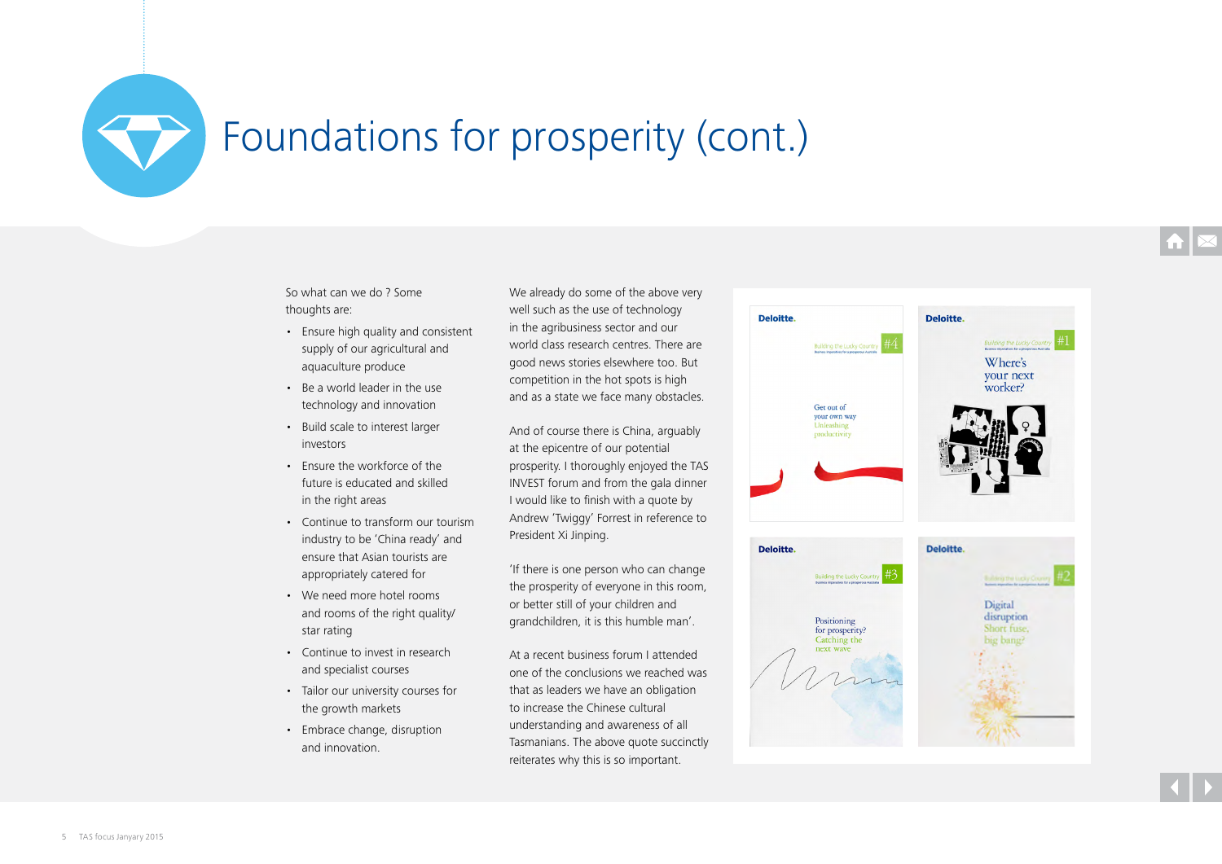# Foundations for prosperity (cont.)

So what can we do ? Some thoughts are:

- Ensure high quality and consistent supply of our agricultural and aquaculture produce
- Be a world leader in the use technology and innovation
- Build scale to interest larger investors
- Ensure the workforce of the future is educated and skilled in the right areas
- Continue to transform our tourism industry to be 'China ready' and ensure that Asian tourists are appropriately catered for
- We need more hotel rooms and rooms of the right quality/ star rating
- Continue to invest in research and specialist courses
- Tailor our university courses for the growth markets
- Embrace change, disruption and innovation.

We already do some of the above very well such as the use of technology in the agribusiness sector and our world class research centres. There are good news stories elsewhere too. But competition in the hot spots is high and as a state we face many obstacles.

And of course there is China, arguably at the epicentre of our potential prosperity. I thoroughly enjoyed the TAS INVEST forum and from the gala dinner I would like to finish with a quote by Andrew 'Twiggy' Forrest in reference to President Xi Jinping.

'If there is one person who can change the prosperity of everyone in this room, or better still of your children and grandchildren, it is this humble man'.

At a recent business forum I attended one of the conclusions we reached was that as leaders we have an obligation to increase the Chinese cultural understanding and awareness of all Tasmanians. The above quote succinctly reiterates why this is so important.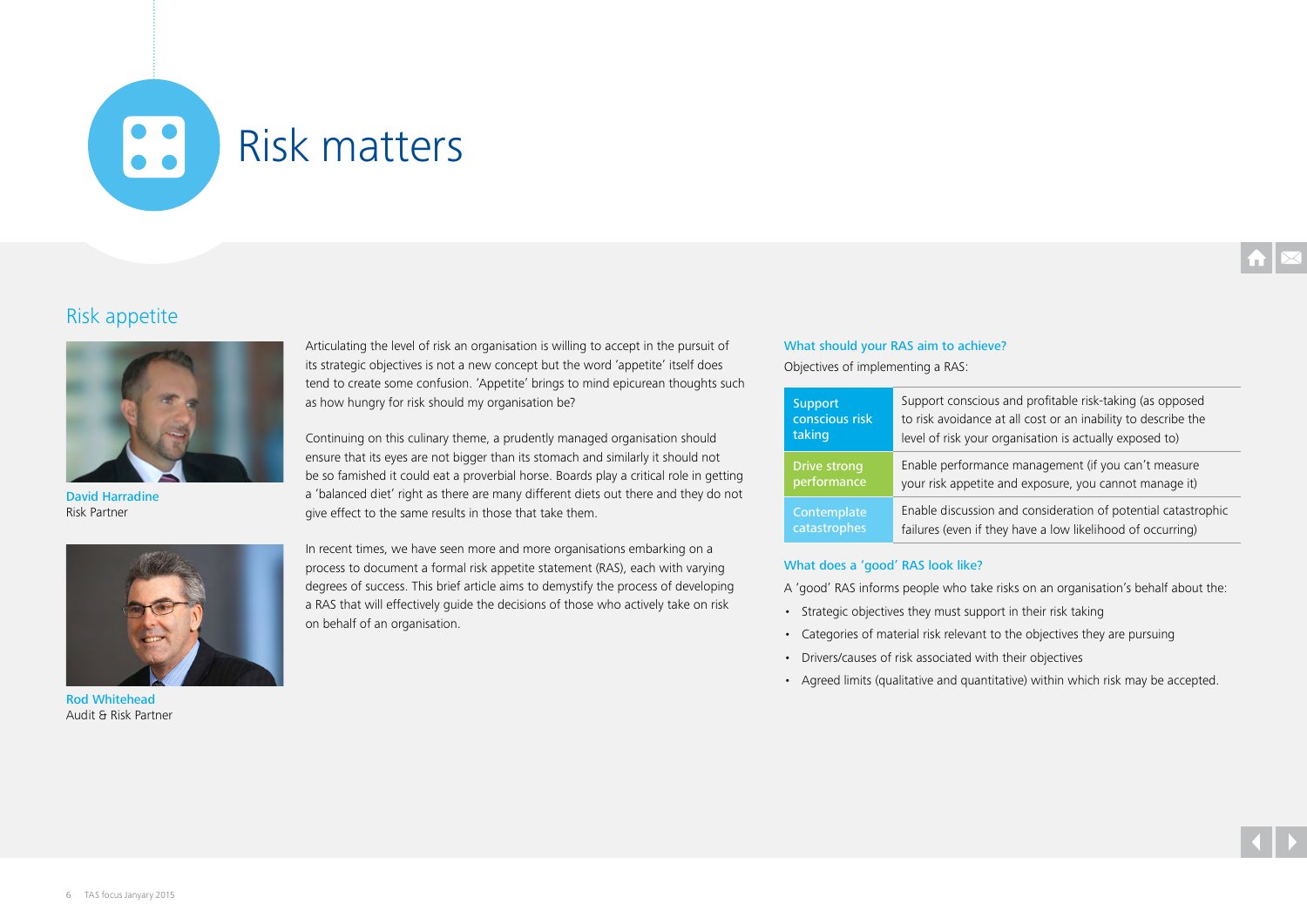# Risk matters

## Risk appetite

**David Harradine**
Risk Partner

**Rod Whitehead**
Audit & Risk Partner

Articulating the level of risk an organisation is willing to accept in the pursuit of its strategic objectives is not a new concept but the word 'appetite' itself does tend to create some confusion. 'Appetite' brings to mind epicurean thoughts such as how hungry for risk should my organisation be?

Continuing on this culinary theme, a prudently managed organisation should ensure that its eyes are not bigger than its stomach and similarly it should not be so famished it could eat a proverbial horse. Boards play a critical role in getting a 'balanced diet' right as there are many different diets out there and they do not give effect to the same results in those that take them.

In recent times, we have seen more and more organisations embarking on a process to document a formal risk appetite statement (RAS), each with varying degrees of success. This brief article aims to demystify the process of developing a RAS that will effectively guide the decisions of those who actively take on risk on behalf of an organisation.

### What should your RAS aim to achieve?

Objectives of implementing a RAS:

| Objective | Description |
|---|---|
| Support conscious risk taking | Support conscious and profitable risk-taking (as opposed to risk avoidance at all cost or an inability to describe the level of risk your organisation is actually exposed to) |
| Drive strong performance | Enable performance management (if you can't measure your risk appetite and exposure, you cannot manage it) |
| Contemplate catastrophes | Enable discussion and consideration of potential catastrophic failures (even if they have a low likelihood of occurring) |

### What does a 'good' RAS look like?

A 'good' RAS informs people who take risks on an organisation's behalf about the:

- Strategic objectives they must support in their risk taking
- Categories of material risk relevant to the objectives they are pursuing
- Drivers/causes of risk associated with their objectives
- Agreed limits (qualitative and quantitative) within which risk may be accepted.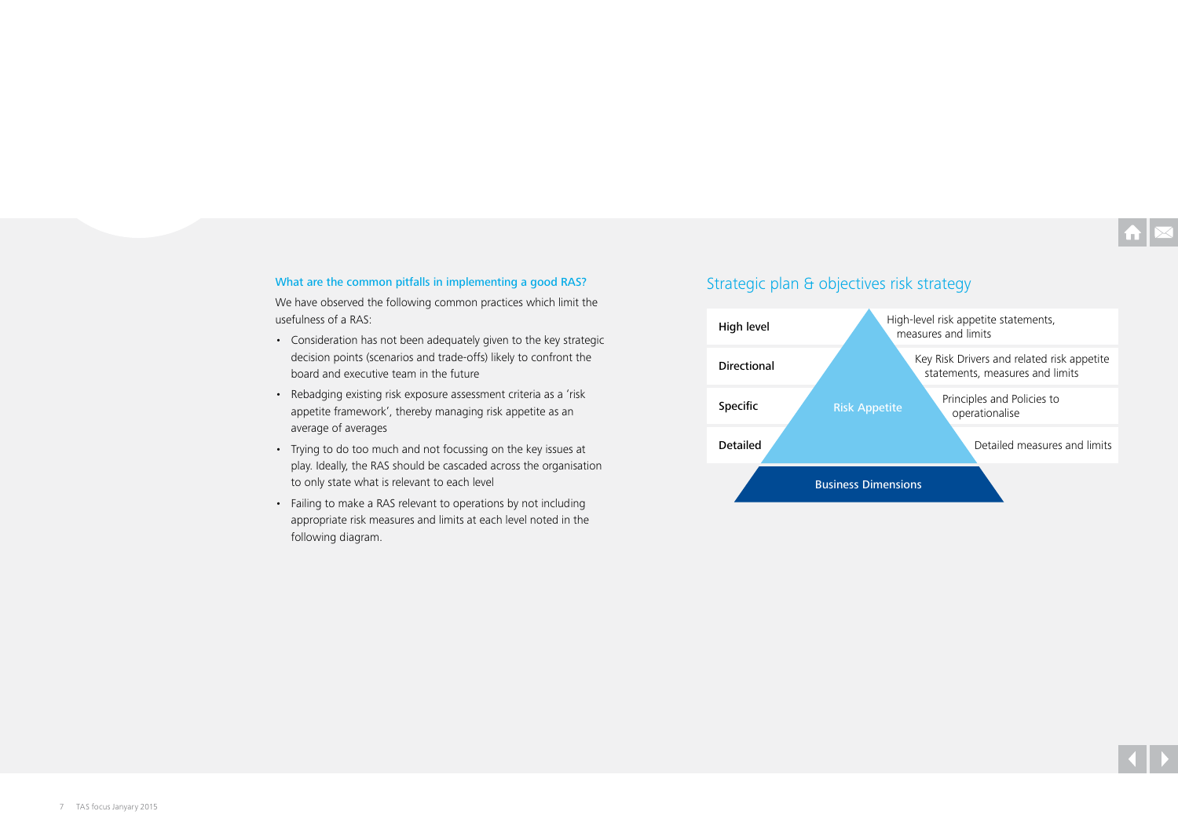### What are the common pitfalls in implementing a good RAS?

We have observed the following common practices which limit the usefulness of a RAS:

- Consideration has not been adequately given to the key strategic decision points (scenarios and trade-offs) likely to confront the board and executive team in the future
- Rebadging existing risk exposure assessment criteria as a 'risk appetite framework', thereby managing risk appetite as an average of averages
- Trying to do too much and not focussing on the key issues at play. Ideally, the RAS should be cascaded across the organisation to only state what is relevant to each level
- Failing to make a RAS relevant to operations by not including appropriate risk measures and limits at each level noted in the following diagram.

## Strategic plan & objectives risk strategy

| Level | Risk Appetite |
|---|---|
| High level | High-level risk appetite statements, measures and limits |
| Directional | Key Risk Drivers and related risk appetite statements, measures and limits |
| Specific | Principles and Policies to operationalise |
| Detailed | Detailed measures and limits |

Business Dimensions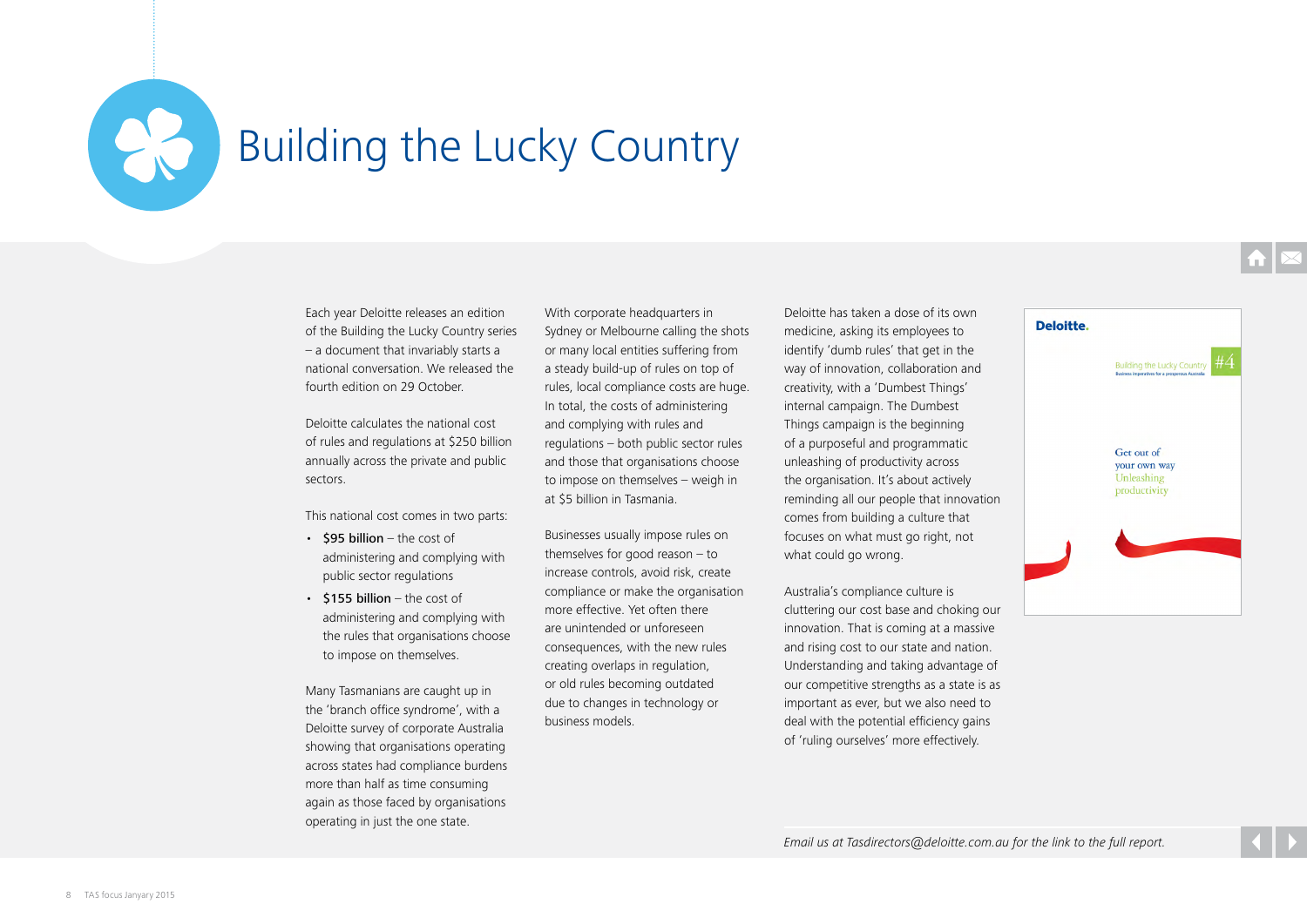# Building the Lucky Country

Each year Deloitte releases an edition of the Building the Lucky Country series – a document that invariably starts a national conversation. We released the fourth edition on 29 October.

Deloitte calculates the national cost of rules and regulations at $250 billion annually across the private and public sectors.

This national cost comes in two parts:

- **$95 billion** – the cost of administering and complying with public sector regulations
- **$155 billion** – the cost of administering and complying with the rules that organisations choose to impose on themselves.

Many Tasmanians are caught up in the 'branch office syndrome', with a Deloitte survey of corporate Australia showing that organisations operating across states had compliance burdens more than half as time consuming again as those faced by organisations operating in just the one state.

With corporate headquarters in Sydney or Melbourne calling the shots or many local entities suffering from a steady build-up of rules on top of rules, local compliance costs are huge. In total, the costs of administering and complying with rules and regulations – both public sector rules and those that organisations choose to impose on themselves – weigh in at $5 billion in Tasmania.

Businesses usually impose rules on themselves for good reason – to increase controls, avoid risk, create compliance or make the organisation more effective. Yet often there are unintended or unforeseen consequences, with the new rules creating overlaps in regulation, or old rules becoming outdated due to changes in technology or business models.

Deloitte has taken a dose of its own medicine, asking its employees to identify 'dumb rules' that get in the way of innovation, collaboration and creativity, with a 'Dumbest Things' internal campaign. The Dumbest Things campaign is the beginning of a purposeful and programmatic unleashing of productivity across the organisation. It's about actively reminding all our people that innovation comes from building a culture that focuses on what must go right, not what could go wrong.

Australia's compliance culture is cluttering our cost base and choking our innovation. That is coming at a massive and rising cost to our state and nation. Understanding and taking advantage of our competitive strengths as a state is as important as ever, but we also need to deal with the potential efficiency gains of 'ruling ourselves' more effectively.

Deloitte.

Building the Lucky Country #4

Business imperatives for a prosperous Australia

Get out of your own way
Unleashing productivity

*Email us at Tasdirectors@deloitte.com.au for the link to the full report.*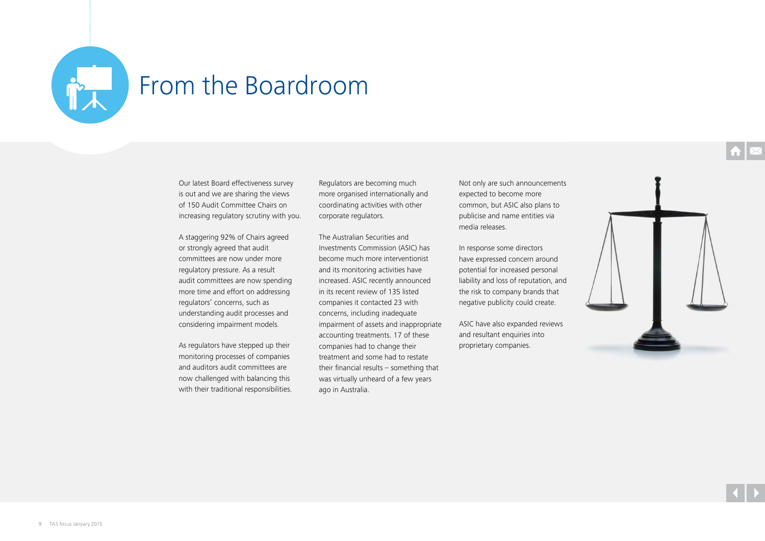# From the Boardroom

Our latest Board effectiveness survey is out and we are sharing the views of 150 Audit Committee Chairs on increasing regulatory scrutiny with you.

A staggering 92% of Chairs agreed or strongly agreed that audit committees are now under more regulatory pressure. As a result audit committees are now spending more time and effort on addressing regulators' concerns, such as understanding audit processes and considering impairment models.

As regulators have stepped up their monitoring processes of companies and auditors audit committees are now challenged with balancing this with their traditional responsibilities.

Regulators are becoming much more organised internationally and coordinating activities with other corporate regulators.

The Australian Securities and Investments Commission (ASIC) has become much more interventionist and its monitoring activities have increased. ASIC recently announced in its recent review of 135 listed companies it contacted 23 with concerns, including inadequate impairment of assets and inappropriate accounting treatments. 17 of these companies had to change their treatment and some had to restate their financial results – something that was virtually unheard of a few years ago in Australia.

Not only are such announcements expected to become more common, but ASIC also plans to publicise and name entities via media releases.

In response some directors have expressed concern around potential for increased personal liability and loss of reputation, and the risk to company brands that negative publicity could create.

ASIC have also expanded reviews and resultant enquiries into proprietary companies.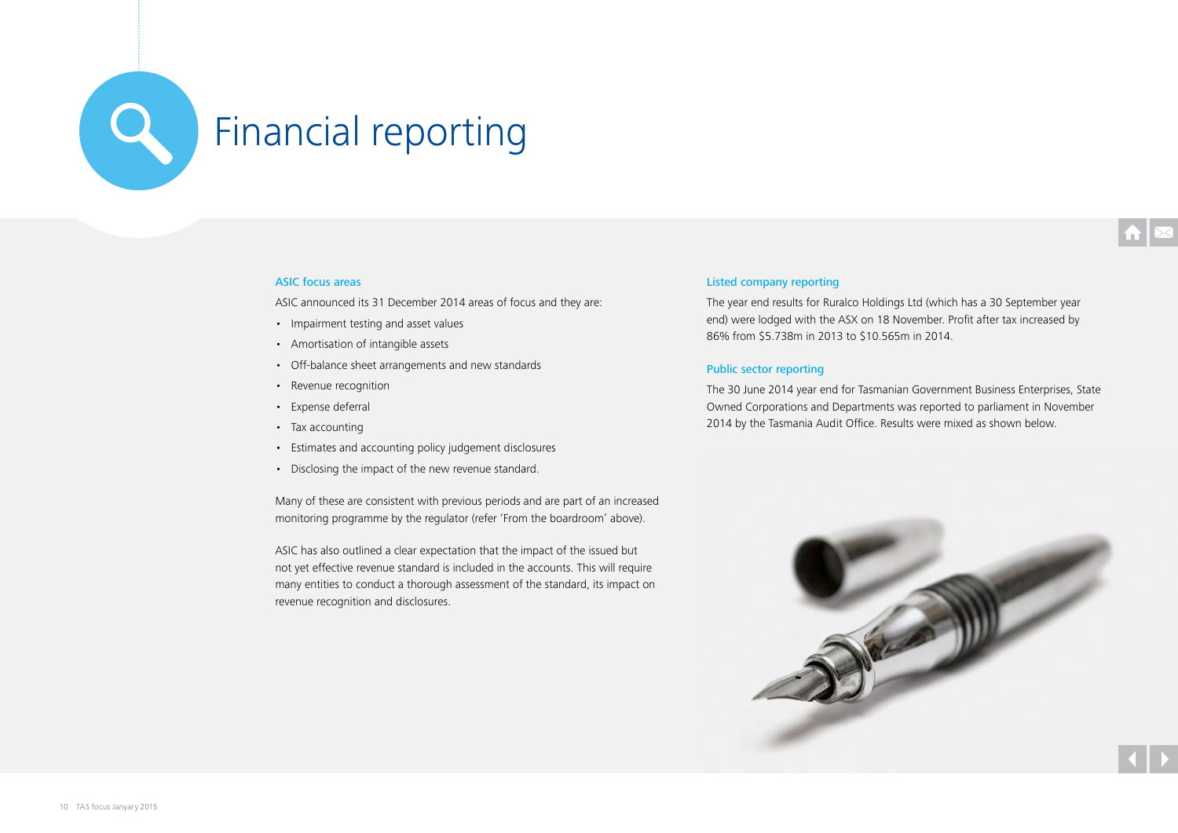# Financial reporting

## ASIC focus areas

ASIC announced its 31 December 2014 areas of focus and they are:

- Impairment testing and asset values
- Amortisation of intangible assets
- Off-balance sheet arrangements and new standards
- Revenue recognition
- Expense deferral
- Tax accounting
- Estimates and accounting policy judgement disclosures
- Disclosing the impact of the new revenue standard.

Many of these are consistent with previous periods and are part of an increased monitoring programme by the regulator (refer 'From the boardroom' above).

ASIC has also outlined a clear expectation that the impact of the issued but not yet effective revenue standard is included in the accounts. This will require many entities to conduct a thorough assessment of the standard, its impact on revenue recognition and disclosures.

## Listed company reporting

The year end results for Ruralco Holdings Ltd (which has a 30 September year end) were lodged with the ASX on 18 November. Profit after tax increased by 86% from $5.738m in 2013 to $10.565m in 2014.

## Public sector reporting

The 30 June 2014 year end for Tasmanian Government Business Enterprises, State Owned Corporations and Departments was reported to parliament in November 2014 by the Tasmania Audit Office. Results were mixed as shown below.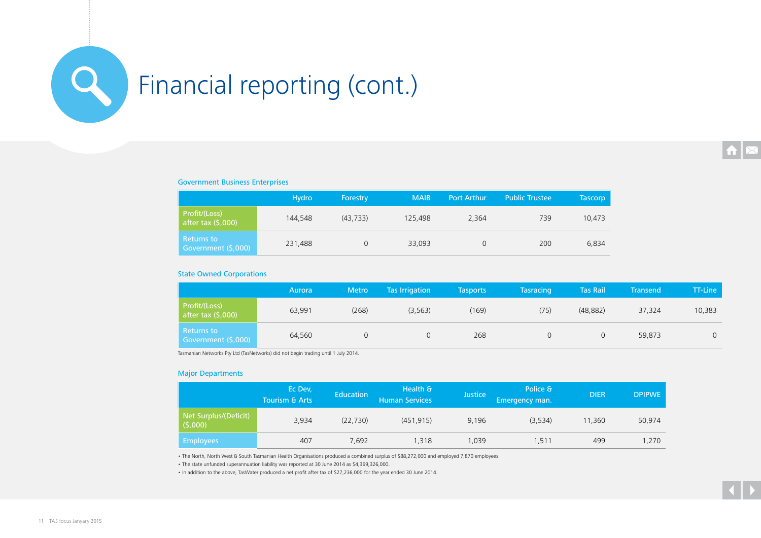# Financial reporting (cont.)

### Government Business Enterprises

| | Hydro | Forestry | MAIB | Port Arthur | Public Trustee | Tascorp |
|---|---|---|---|---|---|---|
| Profit/(Loss) after tax ($,000) | 144,548 | (43,733) | 125,498 | 2,364 | 739 | 10,473 |
| Returns to Government ($,000) | 231,488 | 0 | 33,093 | 0 | 200 | 6,834 |

### State Owned Corporations

| | Aurora | Metro | Tas Irrigation | Tasports | Tasracing | Tas Rail | Transend | TT-Line |
|---|---|---|---|---|---|---|---|---|
| Profit/(Loss) after tax ($,000) | 63,991 | (268) | (3,563) | (169) | (75) | (48,882) | 37,324 | 10,383 |
| Returns to Government ($,000) | 64,560 | 0 | 0 | 268 | 0 | 0 | 59,873 | 0 |

Tasmanian Networks Pty Ltd (TasNetworks) did not begin trading until 1 July 2014.

### Major Departments

| | Ec Dev, Tourism & Arts | Education | Health & Human Services | Justice | Police & Emergency man. | DIER | DPIPWE |
|---|---|---|---|---|---|---|---|
| Net Surplus/(Deficit) ($,000) | 3,934 | (22,730) | (451,915) | 9,196 | (3,534) | 11,360 | 50,974 |
| Employees | 407 | 7,692 | 1,318 | 1,039 | 1,511 | 499 | 1,270 |

- The North, North West & South Tasmanian Health Organisations produced a combined surplus of $88,272,000 and employed 7,870 employees.
- The state unfunded superannuation liability was reported at 30 June 2014 as $4,369,326,000.
- In addition to the above, TasWater produced a net profit after tax of $27,236,000 for the year ended 30 June 2014.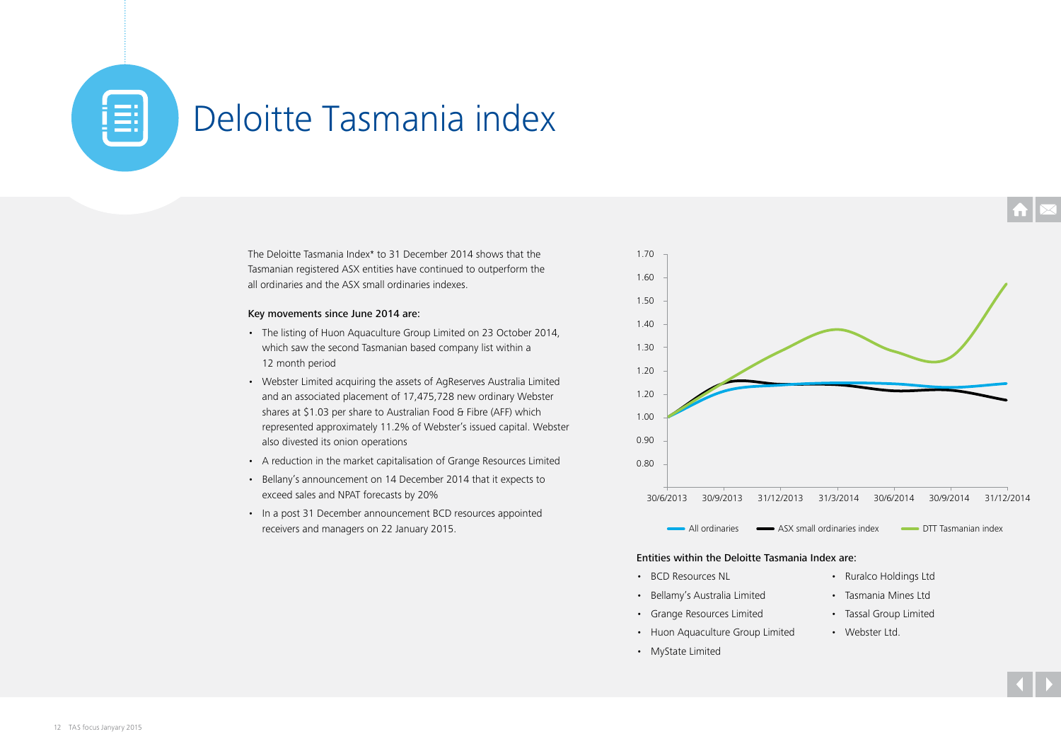# Deloitte Tasmania index

The Deloitte Tasmania Index* to 31 December 2014 shows that the Tasmanian registered ASX entities have continued to outperform the all ordinaries and the ASX small ordinaries indexes.

**Key movements since June 2014 are:**

- The listing of Huon Aquaculture Group Limited on 23 October 2014, which saw the second Tasmanian based company list within a 12 month period
- Webster Limited acquiring the assets of AgReserves Australia Limited and an associated placement of 17,475,728 new ordinary Webster shares at $1.03 per share to Australian Food & Fibre (AFF) which represented approximately 11.2% of Webster's issued capital. Webster also divested its onion operations
- A reduction in the market capitalisation of Grange Resources Limited
- Bellany's announcement on 14 December 2014 that it expects to exceed sales and NPAT forecasts by 20%
- In a post 31 December announcement BCD resources appointed receivers and managers on 22 January 2015.

1.70
1.60
1.50
1.40
1.30
1.20
1.20
1.00
0.90
0.80

30/6/2013 30/9/2013 31/12/2013 31/3/2014 30/6/2014 30/9/2014 31/12/2014

All ordinaries — ASX small ordinaries index — DTT Tasmanian index

**Entities within the Deloitte Tasmania Index are:**

- BCD Resources NL
- Bellamy's Australia Limited
- Grange Resources Limited
- Huon Aquaculture Group Limited
- MyState Limited
- Ruralco Holdings Ltd
- Tasmania Mines Ltd
- Tassal Group Limited
- Webster Ltd.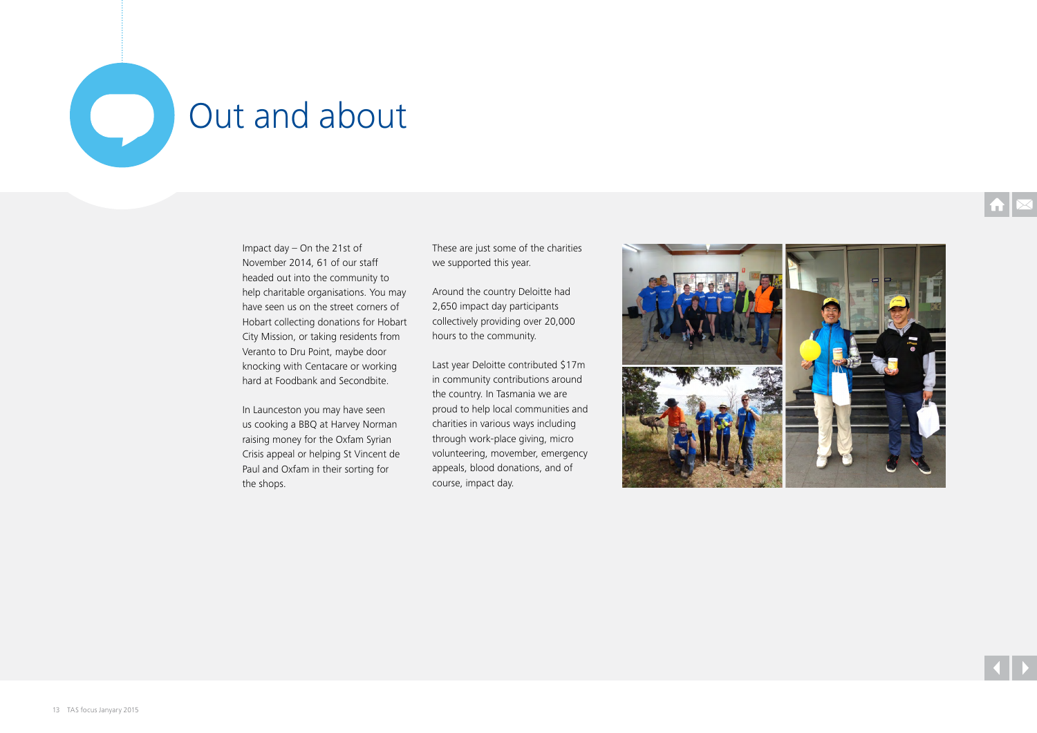# Out and about

Impact day – On the 21st of November 2014, 61 of our staff headed out into the community to help charitable organisations. You may have seen us on the street corners of Hobart collecting donations for Hobart City Mission, or taking residents from Veranto to Dru Point, maybe door knocking with Centacare or working hard at Foodbank and Secondbite.

In Launceston you may have seen us cooking a BBQ at Harvey Norman raising money for the Oxfam Syrian Crisis appeal or helping St Vincent de Paul and Oxfam in their sorting for the shops.

These are just some of the charities we supported this year.

Around the country Deloitte had 2,650 impact day participants collectively providing over 20,000 hours to the community.

Last year Deloitte contributed $17m in community contributions around the country. In Tasmania we are proud to help local communities and charities in various ways including through work-place giving, micro volunteering, movember, emergency appeals, blood donations, and of course, impact day.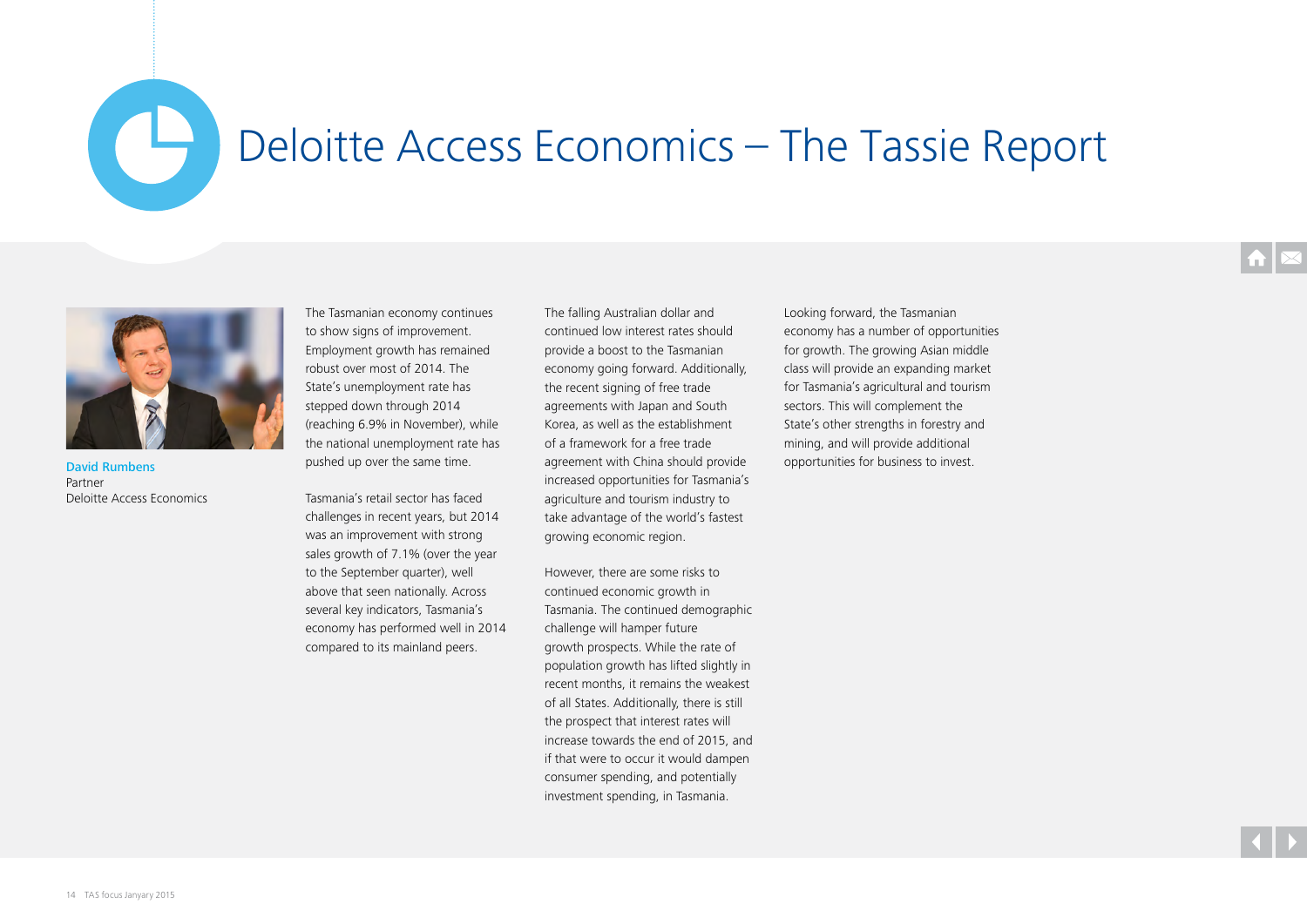# Deloitte Access Economics – The Tassie Report

**David Rumbens**
Partner
Deloitte Access Economics

The Tasmanian economy continues to show signs of improvement. Employment growth has remained robust over most of 2014. The State's unemployment rate has stepped down through 2014 (reaching 6.9% in November), while the national unemployment rate has pushed up over the same time.

Tasmania's retail sector has faced challenges in recent years, but 2014 was an improvement with strong sales growth of 7.1% (over the year to the September quarter), well above that seen nationally. Across several key indicators, Tasmania's economy has performed well in 2014 compared to its mainland peers.

The falling Australian dollar and continued low interest rates should provide a boost to the Tasmanian economy going forward. Additionally, the recent signing of free trade agreements with Japan and South Korea, as well as the establishment of a framework for a free trade agreement with China should provide increased opportunities for Tasmania's agriculture and tourism industry to take advantage of the world's fastest growing economic region.

However, there are some risks to continued economic growth in Tasmania. The continued demographic challenge will hamper future growth prospects. While the rate of population growth has lifted slightly in recent months, it remains the weakest of all States. Additionally, there is still the prospect that interest rates will increase towards the end of 2015, and if that were to occur it would dampen consumer spending, and potentially investment spending, in Tasmania.

Looking forward, the Tasmanian economy has a number of opportunities for growth. The growing Asian middle class will provide an expanding market for Tasmania's agricultural and tourism sectors. This will complement the State's other strengths in forestry and mining, and will provide additional opportunities for business to invest.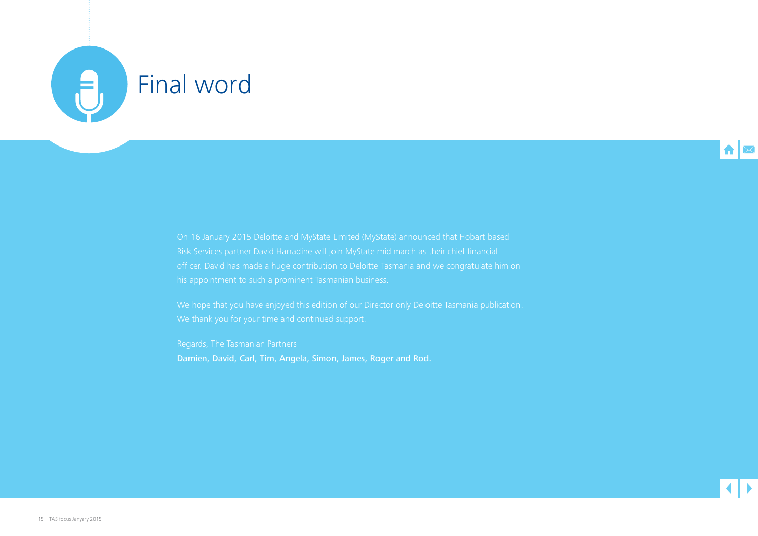# Final word

On 16 January 2015 Deloitte and MyState Limited (MyState) announced that Hobart-based Risk Services partner David Harradine will join MyState mid march as their chief financial officer. David has made a huge contribution to Deloitte Tasmania and we congratulate him on his appointment to such a prominent Tasmanian business.

We hope that you have enjoyed this edition of our Director only Deloitte Tasmania publication. We thank you for your time and continued support.

Regards, The Tasmanian Partners
**Damien, David, Carl, Tim, Angela, Simon, James, Roger and Rod.**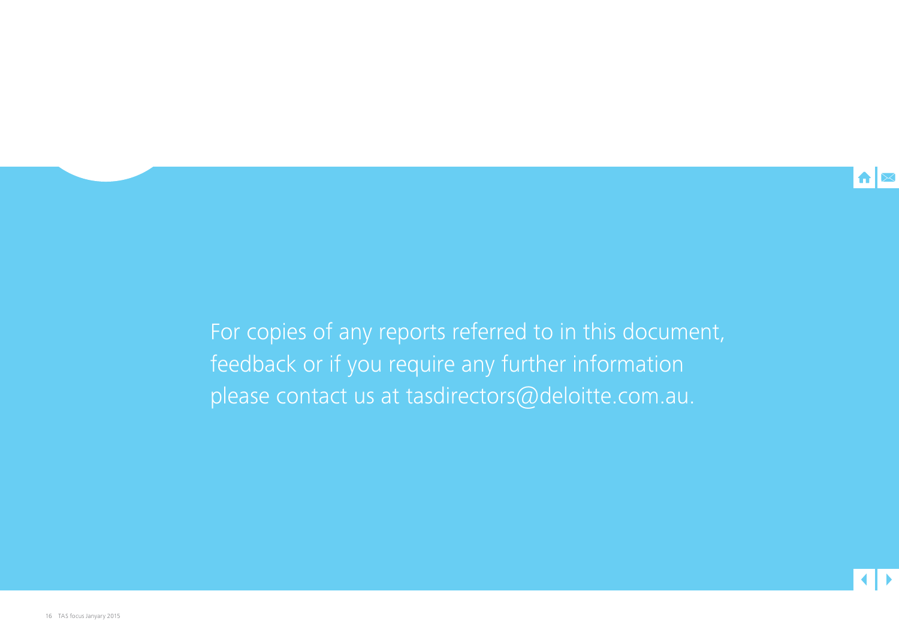For copies of any reports referred to in this document, feedback or if you require any further information please contact us at tasdirectors@deloitte.com.au.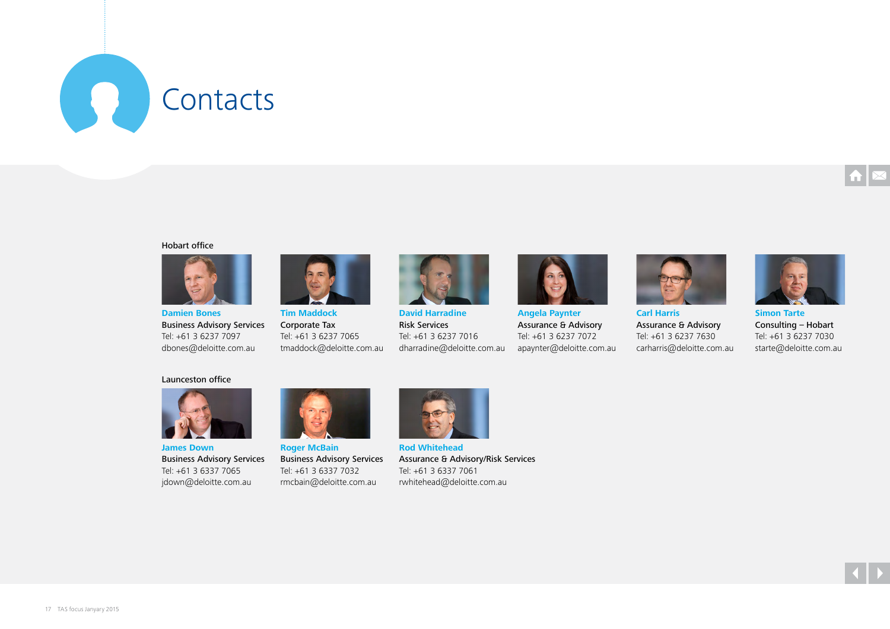# Contacts

## Hobart office

**Damien Bones**
Business Advisory Services
Tel: +61 3 6237 7097
dbones@deloitte.com.au

**Tim Maddock**
Corporate Tax
Tel: +61 3 6237 7065
tmaddock@deloitte.com.au

**David Harradine**
Risk Services
Tel: +61 3 6237 7016
dharradine@deloitte.com.au

**Angela Paynter**
Assurance & Advisory
Tel: +61 3 6237 7072
apaynter@deloitte.com.au

**Carl Harris**
Assurance & Advisory
Tel: +61 3 6237 7630
carharris@deloitte.com.au

**Simon Tarte**
Consulting – Hobart
Tel: +61 3 6237 7030
starte@deloitte.com.au

## Launceston office

**James Down**
Business Advisory Services
Tel: +61 3 6337 7065
jdown@deloitte.com.au

**Roger McBain**
Business Advisory Services
Tel: +61 3 6337 7032
rmcbain@deloitte.com.au

**Rod Whitehead**
Assurance & Advisory/Risk Services
Tel: +61 3 6337 7061
rwhitehead@deloitte.com.au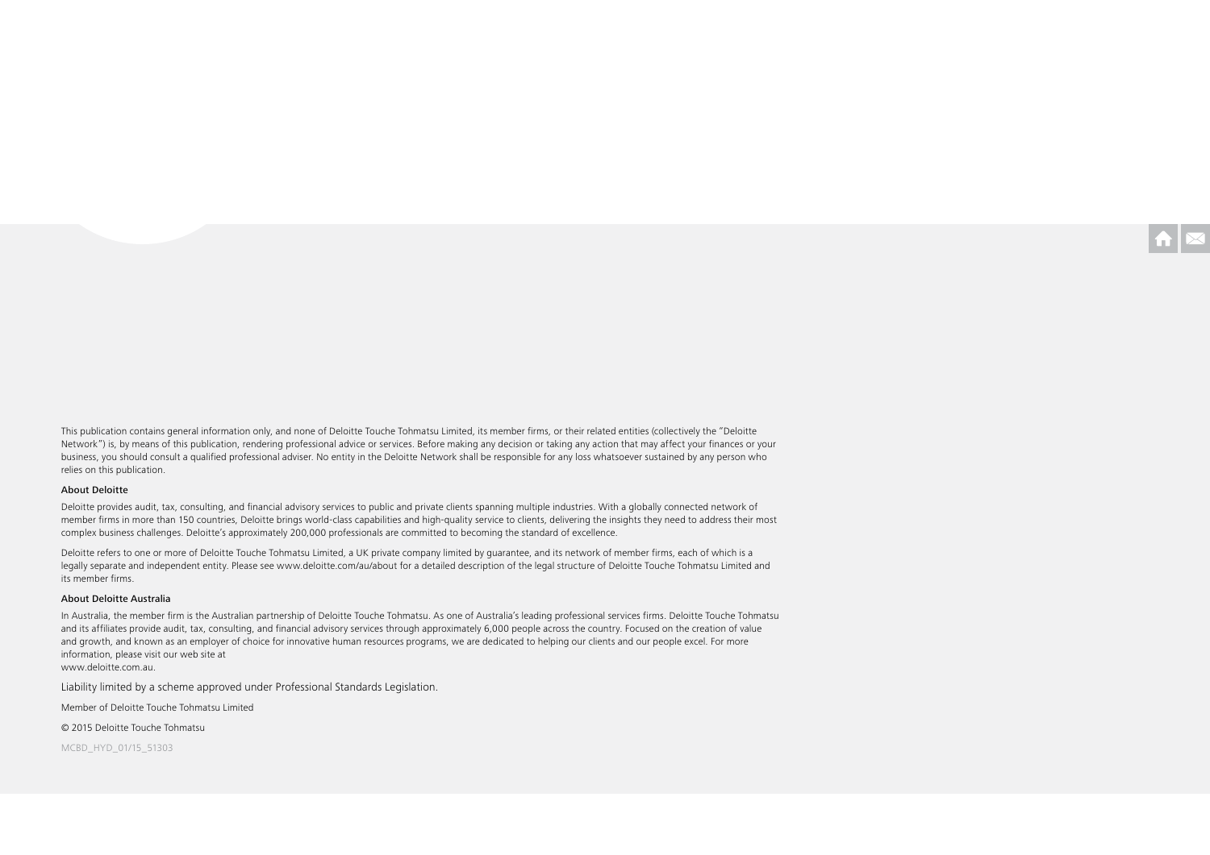This publication contains general information only, and none of Deloitte Touche Tohmatsu Limited, its member firms, or their related entities (collectively the "Deloitte Network") is, by means of this publication, rendering professional advice or services. Before making any decision or taking any action that may affect your finances or your business, you should consult a qualified professional adviser. No entity in the Deloitte Network shall be responsible for any loss whatsoever sustained by any person who relies on this publication.

**About Deloitte**

Deloitte provides audit, tax, consulting, and financial advisory services to public and private clients spanning multiple industries. With a globally connected network of member firms in more than 150 countries, Deloitte brings world-class capabilities and high-quality service to clients, delivering the insights they need to address their most complex business challenges. Deloitte's approximately 200,000 professionals are committed to becoming the standard of excellence.

Deloitte refers to one or more of Deloitte Touche Tohmatsu Limited, a UK private company limited by guarantee, and its network of member firms, each of which is a legally separate and independent entity. Please see www.deloitte.com/au/about for a detailed description of the legal structure of Deloitte Touche Tohmatsu Limited and its member firms.

**About Deloitte Australia**

In Australia, the member firm is the Australian partnership of Deloitte Touche Tohmatsu. As one of Australia's leading professional services firms. Deloitte Touche Tohmatsu and its affiliates provide audit, tax, consulting, and financial advisory services through approximately 6,000 people across the country. Focused on the creation of value and growth, and known as an employer of choice for innovative human resources programs, we are dedicated to helping our clients and our people excel. For more information, please visit our web site at
www.deloitte.com.au.

Liability limited by a scheme approved under Professional Standards Legislation.

Member of Deloitte Touche Tohmatsu Limited

© 2015 Deloitte Touche Tohmatsu

MCBD_HYD_01/15_51303